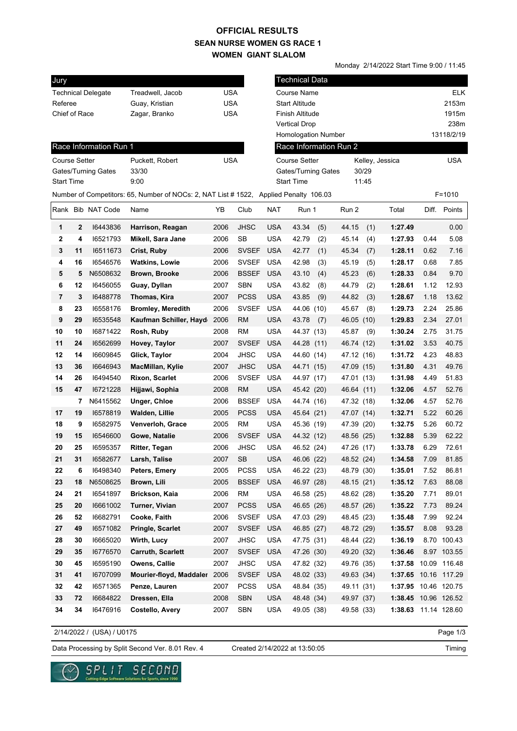# OFFICIAL RESULTS
## SEAN NURSE WOMEN GS RACE 1
## WOMEN GIANT SLALOM

Monday 2/14/2022 Start Time 9:00 / 11:45

| Jury | | |
|---|---|---|
| Technical Delegate | Treadwell, Jacob | USA |
| Referee | Guay, Kristian | USA |
| Chief of Race | Zagar, Branko | USA |

| Technical Data | |
|---|---|
| Course Name | ELK |
| Start Altitude | 2153m |
| Finish Altitude | 1915m |
| Vertical Drop | 238m |
| Homologation Number | 13118/2/19 |

| Race Information Run 1 | | |
|---|---|---|
| Course Setter | Puckett, Robert | USA |
| Gates/Turning Gates | 33/30 | |
| Start Time | 9:00 | |

| Race Information Run 2 | | |
|---|---|---|
| Course Setter | Kelley, Jessica | USA |
| Gates/Turning Gates | 30/29 | |
| Start Time | 11:45 | |

Number of Competitors: 65, Number of NOCs: 2, NAT List # 1522, Applied Penalty 106.03 F=1010

| Rank | Bib | NAT Code | Name | YB | Club | NAT | Run 1 | Run 2 | Total | Diff. | Points |
|---|---|---|---|---|---|---|---|---|---|---|---|
| 1 | 2 | I6443836 | **Harrison, Reagan** | 2006 | JHSC | USA | 43.34 (5) | 44.15 (1) | **1:27.49** | | 0.00 |
| 2 | 4 | I6521793 | **Mikell, Sara Jane** | 2006 | SB | USA | 42.79 (2) | 45.14 (4) | **1:27.93** | 0.44 | 5.08 |
| 3 | 11 | I6511673 | **Crist, Ruby** | 2006 | SVSEF | USA | 42.77 (1) | 45.34 (7) | **1:28.11** | 0.62 | 7.16 |
| 4 | 16 | I6546576 | **Watkins, Lowie** | 2006 | SVSEF | USA | 42.98 (3) | 45.19 (5) | **1:28.17** | 0.68 | 7.85 |
| 5 | 5 | N6508632 | **Brown, Brooke** | 2006 | BSSEF | USA | 43.10 (4) | 45.23 (6) | **1:28.33** | 0.84 | 9.70 |
| 6 | 12 | I6456055 | **Guay, Dyllan** | 2007 | SBN | USA | 43.82 (8) | 44.79 (2) | **1:28.61** | 1.12 | 12.93 |
| 7 | 3 | I6488778 | **Thomas, Kira** | 2007 | PCSS | USA | 43.85 (9) | 44.82 (3) | **1:28.67** | 1.18 | 13.62 |
| 8 | 23 | I6558176 | **Bromley, Meredith** | 2006 | SVSEF | USA | 44.06 (10) | 45.67 (8) | **1:29.73** | 2.24 | 25.86 |
| 9 | 29 | I6535548 | **Kaufman Schiller, Hayd** | 2006 | RM | USA | 43.78 (7) | 46.05 (10) | **1:29.83** | 2.34 | 27.01 |
| 10 | 10 | I6871422 | **Rosh, Ruby** | 2008 | RM | USA | 44.37 (13) | 45.87 (9) | **1:30.24** | 2.75 | 31.75 |
| 11 | 24 | I6562699 | **Hovey, Taylor** | 2007 | SVSEF | USA | 44.28 (11) | 46.74 (12) | **1:31.02** | 3.53 | 40.75 |
| 12 | 14 | I6609845 | **Glick, Taylor** | 2004 | JHSC | USA | 44.60 (14) | 47.12 (16) | **1:31.72** | 4.23 | 48.83 |
| 13 | 36 | I6646943 | **MacMillan, Kylie** | 2007 | JHSC | USA | 44.71 (15) | 47.09 (15) | **1:31.80** | 4.31 | 49.76 |
| 14 | 26 | I6494540 | **Rixon, Scarlet** | 2006 | SVSEF | USA | 44.97 (17) | 47.01 (13) | **1:31.98** | 4.49 | 51.83 |
| 15 | 47 | I6721228 | **Hijjawi, Sophia** | 2008 | RM | USA | 45.42 (20) | 46.64 (11) | **1:32.06** | 4.57 | 52.76 |
| | 7 | N6415562 | **Unger, Chloe** | 2006 | BSSEF | USA | 44.74 (16) | 47.32 (18) | **1:32.06** | 4.57 | 52.76 |
| 17 | 19 | I6578819 | **Walden, Lillie** | 2005 | PCSS | USA | 45.64 (21) | 47.07 (14) | **1:32.71** | 5.22 | 60.26 |
| 18 | 9 | I6582975 | **Venverloh, Grace** | 2005 | RM | USA | 45.36 (19) | 47.39 (20) | **1:32.75** | 5.26 | 60.72 |
| 19 | 15 | I6546600 | **Gowe, Natalie** | 2006 | SVSEF | USA | 44.32 (12) | 48.56 (25) | **1:32.88** | 5.39 | 62.22 |
| 20 | 25 | I6595357 | **Ritter, Tegan** | 2006 | JHSC | USA | 46.52 (24) | 47.26 (17) | **1:33.78** | 6.29 | 72.61 |
| 21 | 31 | I6582677 | **Larsh, Talise** | 2007 | SB | USA | 46.06 (22) | 48.52 (24) | **1:34.58** | 7.09 | 81.85 |
| 22 | 6 | I6498340 | **Peters, Emery** | 2005 | PCSS | USA | 46.22 (23) | 48.79 (30) | **1:35.01** | 7.52 | 86.81 |
| 23 | 18 | N6508625 | **Brown, Lili** | 2005 | BSSEF | USA | 46.97 (28) | 48.15 (21) | **1:35.12** | 7.63 | 88.08 |
| 24 | 21 | I6541897 | **Brickson, Kaia** | 2006 | RM | USA | 46.58 (25) | 48.62 (28) | **1:35.20** | 7.71 | 89.01 |
| 25 | 20 | I6661002 | **Turner, Vivian** | 2007 | PCSS | USA | 46.65 (26) | 48.57 (26) | **1:35.22** | 7.73 | 89.24 |
| 26 | 52 | I6682791 | **Cooke, Faith** | 2006 | SVSEF | USA | 47.03 (29) | 48.45 (23) | **1:35.48** | 7.99 | 92.24 |
| 27 | 49 | I6571082 | **Pringle, Scarlet** | 2007 | SVSEF | USA | 46.85 (27) | 48.72 (29) | **1:35.57** | 8.08 | 93.28 |
| 28 | 30 | I6665020 | **Wirth, Lucy** | 2007 | JHSC | USA | 47.75 (31) | 48.44 (22) | **1:36.19** | 8.70 | 100.43 |
| 29 | 35 | I6776570 | **Carruth, Scarlett** | 2007 | SVSEF | USA | 47.26 (30) | 49.20 (32) | **1:36.46** | 8.97 | 103.55 |
| 30 | 45 | I6595190 | **Owens, Callie** | 2007 | JHSC | USA | 47.82 (32) | 49.76 (35) | **1:37.58** | 10.09 | 116.48 |
| 31 | 41 | I6707099 | **Mourier-floyd, Maddaler** | 2006 | SVSEF | USA | 48.02 (33) | 49.63 (34) | **1:37.65** | 10.16 | 117.29 |
| 32 | 42 | I6571365 | **Penze, Lauren** | 2007 | PCSS | USA | 48.84 (35) | 49.11 (31) | **1:37.95** | 10.46 | 120.75 |
| 33 | 72 | I6684822 | **Dressen, Ella** | 2008 | SBN | USA | 48.48 (34) | 49.97 (37) | **1:38.45** | 10.96 | 126.52 |
| 34 | 34 | I6476916 | **Costello, Avery** | 2007 | SBN | USA | 49.05 (38) | 49.58 (33) | **1:38.63** | 11.14 | 128.60 |

2/14/2022 / (USA) / U0175

Data Processing by Split Second Ver. 8.01 Rev. 4 Created 2/14/2022 at 13:50:05 Timing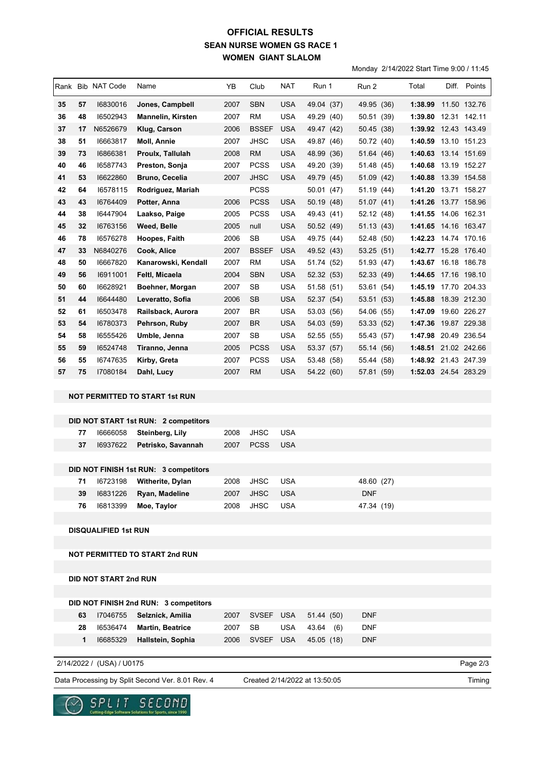# OFFICIAL RESULTS
## SEAN NURSE WOMEN GS RACE 1
## WOMEN GIANT SLALOM

Monday 2/14/2022 Start Time 9:00 / 11:45

| Rank | Bib | NAT Code | Name | YB | Club | NAT | Run 1 | Run 2 | Total | Diff. | Points |
|---|---|---|---|---|---|---|---|---|---|---|---|
| 35 | 57 | I6830016 | Jones, Campbell | 2007 | SBN | USA | 49.04 (37) | 49.95 (36) | 1:38.99 | 11.50 | 132.76 |
| 36 | 48 | I6502943 | Mannelin, Kirsten | 2007 | RM | USA | 49.29 (40) | 50.51 (39) | 1:39.80 | 12.31 | 142.11 |
| 37 | 17 | N6526679 | Klug, Carson | 2006 | BSSEF | USA | 49.47 (42) | 50.45 (38) | 1:39.92 | 12.43 | 143.49 |
| 38 | 51 | I6663817 | Moll, Annie | 2007 | JHSC | USA | 49.87 (46) | 50.72 (40) | 1:40.59 | 13.10 | 151.23 |
| 39 | 73 | I6866381 | Proulx, Tallulah | 2008 | RM | USA | 48.99 (36) | 51.64 (46) | 1:40.63 | 13.14 | 151.69 |
| 40 | 46 | I6587743 | Preston, Sonja | 2007 | PCSS | USA | 49.20 (39) | 51.48 (45) | 1:40.68 | 13.19 | 152.27 |
| 41 | 53 | I6622860 | Bruno, Cecelia | 2007 | JHSC | USA | 49.79 (45) | 51.09 (42) | 1:40.88 | 13.39 | 154.58 |
| 42 | 64 | I6578115 | Rodriguez, Mariah | | PCSS | | 50.01 (47) | 51.19 (44) | 1:41.20 | 13.71 | 158.27 |
| 43 | 43 | I6764409 | Potter, Anna | 2006 | PCSS | USA | 50.19 (48) | 51.07 (41) | 1:41.26 | 13.77 | 158.96 |
| 44 | 38 | I6447904 | Laakso, Paige | 2005 | PCSS | USA | 49.43 (41) | 52.12 (48) | 1:41.55 | 14.06 | 162.31 |
| 45 | 32 | I6763156 | Weed, Belle | 2005 | null | USA | 50.52 (49) | 51.13 (43) | 1:41.65 | 14.16 | 163.47 |
| 46 | 78 | I6576278 | Hoopes, Faith | 2006 | SB | USA | 49.75 (44) | 52.48 (50) | 1:42.23 | 14.74 | 170.16 |
| 47 | 33 | N6840276 | Cook, Alice | 2007 | BSSEF | USA | 49.52 (43) | 53.25 (51) | 1:42.77 | 15.28 | 176.40 |
| 48 | 50 | I6667820 | Kanarowski, Kendall | 2007 | RM | USA | 51.74 (52) | 51.93 (47) | 1:43.67 | 16.18 | 186.78 |
| 49 | 56 | I6911001 | Feltl, Micaela | 2004 | SBN | USA | 52.32 (53) | 52.33 (49) | 1:44.65 | 17.16 | 198.10 |
| 50 | 60 | I6628921 | Boehner, Morgan | 2007 | SB | USA | 51.58 (51) | 53.61 (54) | 1:45.19 | 17.70 | 204.33 |
| 51 | 44 | I6644480 | Leveratto, Sofia | 2006 | SB | USA | 52.37 (54) | 53.51 (53) | 1:45.88 | 18.39 | 212.30 |
| 52 | 61 | I6503478 | Railsback, Aurora | 2007 | BR | USA | 53.03 (56) | 54.06 (55) | 1:47.09 | 19.60 | 226.27 |
| 53 | 54 | I6780373 | Pehrson, Ruby | 2007 | BR | USA | 54.03 (59) | 53.33 (52) | 1:47.36 | 19.87 | 229.38 |
| 54 | 58 | I6555426 | Umble, Jenna | 2007 | SB | USA | 52.55 (55) | 55.43 (57) | 1:47.98 | 20.49 | 236.54 |
| 55 | 59 | I6524748 | Tiranno, Jenna | 2005 | PCSS | USA | 53.37 (57) | 55.14 (56) | 1:48.51 | 21.02 | 242.66 |
| 56 | 55 | I6747635 | Kirby, Greta | 2007 | PCSS | USA | 53.48 (58) | 55.44 (58) | 1:48.92 | 21.43 | 247.39 |
| 57 | 75 | I7080184 | Dahl, Lucy | 2007 | RM | USA | 54.22 (60) | 57.81 (59) | 1:52.03 | 24.54 | 283.29 |

**NOT PERMITTED TO START 1st RUN**

**DID NOT START 1st RUN: 2 competitors**

| Bib | NAT Code | Name | YB | Club | NAT |
|---|---|---|---|---|---|
| 77 | I6666058 | Steinberg, Lily | 2008 | JHSC | USA |
| 37 | I6937622 | Petrisko, Savannah | 2007 | PCSS | USA |

**DID NOT FINISH 1st RUN: 3 competitors**

| Bib | NAT Code | Name | YB | Club | NAT | Run 2 |
|---|---|---|---|---|---|---|
| 71 | I6723198 | Witherite, Dylan | 2008 | JHSC | USA | 48.60 (27) |
| 39 | I6831226 | Ryan, Madeline | 2007 | JHSC | USA | DNF |
| 76 | I6813399 | Moe, Taylor | 2008 | JHSC | USA | 47.34 (19) |

**DISQUALIFIED 1st RUN**

**NOT PERMITTED TO START 2nd RUN**

**DID NOT START 2nd RUN**

**DID NOT FINISH 2nd RUN: 3 competitors**

| Bib | NAT Code | Name | YB | Club | NAT | Run 1 | Run 2 |
|---|---|---|---|---|---|---|---|
| 63 | I7046755 | Selznick, Amilia | 2007 | SVSEF | USA | 51.44 (50) | DNF |
| 28 | I6536474 | Martin, Beatrice | 2007 | SB | USA | 43.64 (6) | DNF |
| 1 | I6685329 | Hallstein, Sophia | 2006 | SVSEF | USA | 45.05 (18) | DNF |

2/14/2022 / (USA) / U0175

Data Processing by Split Second Ver. 8.01 Rev. 4 Created 2/14/2022 at 13:50:05 Timing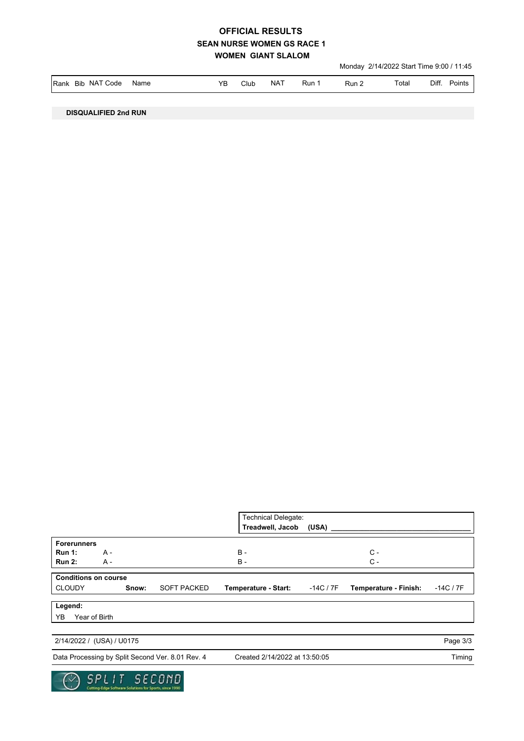**OFFICIAL RESULTS**

**SEAN NURSE WOMEN GS RACE 1**

**WOMEN GIANT SLALOM**

Monday 2/14/2022 Start Time 9:00 / 11:45

| Rank | Bib | NAT Code | Name | YB | Club | NAT | Run 1 | Run 2 | Total | Diff. | Points |
|---|---|---|---|---|---|---|---|---|---|---|---|

**DISQUALIFIED 2nd RUN**

Technical Delegate:
**Treadwell, Jacob (USA)** ___________________________________

| **Forerunners** | | | |
|---|---|---|---|
| **Run 1:** | A - | B - | C - |
| **Run 2:** | A - | B - | C - |

| **Conditions on course** | | | | | | | |
|---|---|---|---|---|---|---|---|
| CLOUDY | **Snow:** | SOFT PACKED | **Temperature - Start:** | -14C / 7F | **Temperature - Finish:** | -14C / 7F | |

**Legend:**
YB Year of Birth

2/14/2022 / (USA) / U0175

Data Processing by Split Second Ver. 8.01 Rev. 4 | Created 2/14/2022 at 13:50:05 | Timing